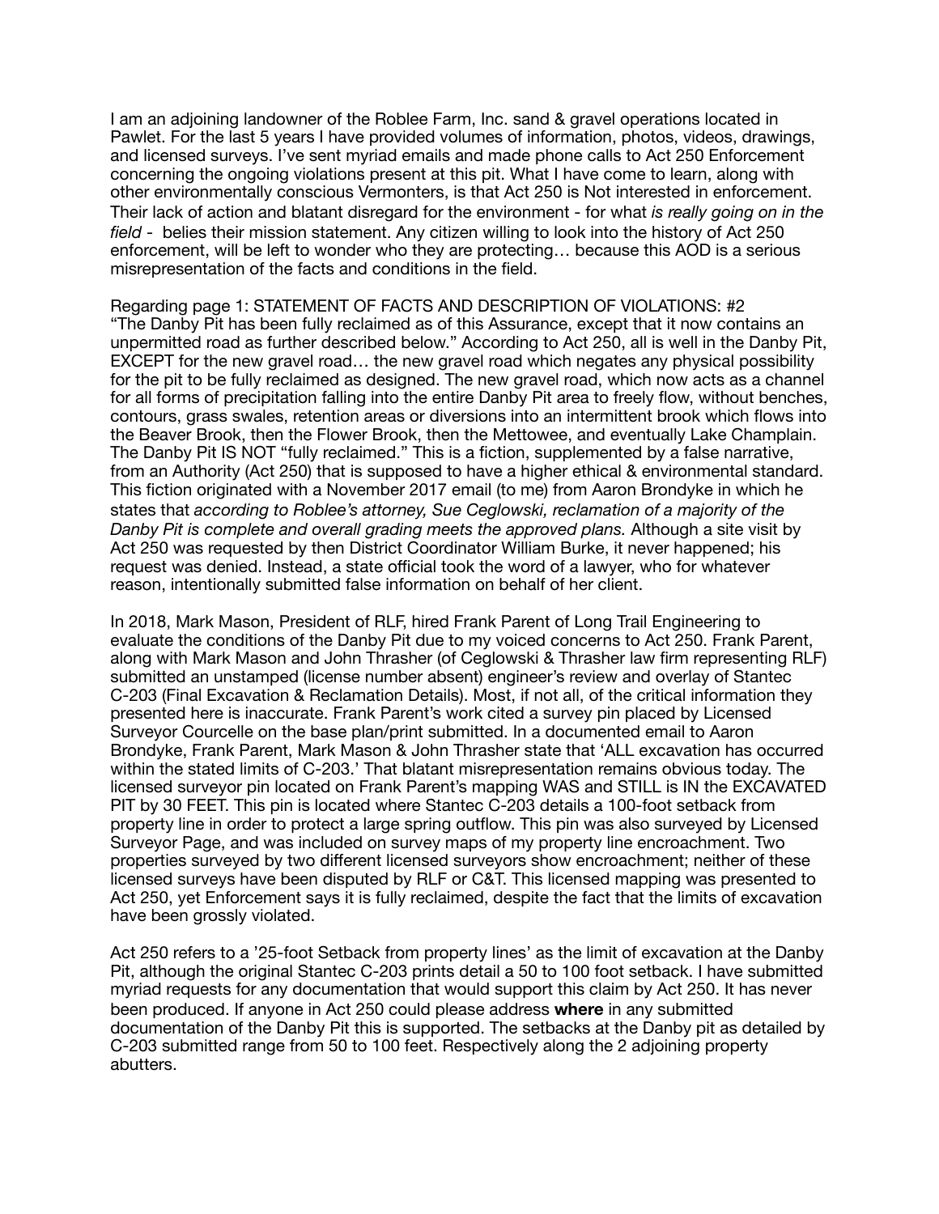I am an adjoining landowner of the Roblee Farm, Inc. sand & gravel operations located in Pawlet. For the last 5 years I have provided volumes of information, photos, videos, drawings, and licensed surveys. I've sent myriad emails and made phone calls to Act 250 Enforcement concerning the ongoing violations present at this pit. What I have come to learn, along with other environmentally conscious Vermonters, is that Act 250 is Not interested in enforcement. Their lack of action and blatant disregard for the environment - for what *is really going on in the field* - belies their mission statement. Any citizen willing to look into the history of Act 250 enforcement, will be left to wonder who they are protecting… because this AOD is a serious misrepresentation of the facts and conditions in the field.

Regarding page 1: STATEMENT OF FACTS AND DESCRIPTION OF VIOLATIONS: #2 "The Danby Pit has been fully reclaimed as of this Assurance, except that it now contains an unpermitted road as further described below." According to Act 250, all is well in the Danby Pit, EXCEPT for the new gravel road… the new gravel road which negates any physical possibility for the pit to be fully reclaimed as designed. The new gravel road, which now acts as a channel for all forms of precipitation falling into the entire Danby Pit area to freely flow, without benches, contours, grass swales, retention areas or diversions into an intermittent brook which flows into the Beaver Brook, then the Flower Brook, then the Mettowee, and eventually Lake Champlain. The Danby Pit IS NOT "fully reclaimed." This is a fiction, supplemented by a false narrative, from an Authority (Act 250) that is supposed to have a higher ethical & environmental standard. This fiction originated with a November 2017 email (to me) from Aaron Brondyke in which he states that *according to Roblee's attorney, Sue Ceglowski, reclamation of a majority of the Danby Pit is complete and overall grading meets the approved plans.* Although a site visit by Act 250 was requested by then District Coordinator William Burke, it never happened; his request was denied. Instead, a state official took the word of a lawyer, who for whatever reason, intentionally submitted false information on behalf of her client.

In 2018, Mark Mason, President of RLF, hired Frank Parent of Long Trail Engineering to evaluate the conditions of the Danby Pit due to my voiced concerns to Act 250. Frank Parent, along with Mark Mason and John Thrasher (of Ceglowski & Thrasher law firm representing RLF) submitted an unstamped (license number absent) engineer's review and overlay of Stantec C-203 (Final Excavation & Reclamation Details). Most, if not all, of the critical information they presented here is inaccurate. Frank Parent's work cited a survey pin placed by Licensed Surveyor Courcelle on the base plan/print submitted. In a documented email to Aaron Brondyke, Frank Parent, Mark Mason & John Thrasher state that 'ALL excavation has occurred within the stated limits of C-203.' That blatant misrepresentation remains obvious today. The licensed surveyor pin located on Frank Parent's mapping WAS and STILL is IN the EXCAVATED PIT by 30 FEET. This pin is located where Stantec C-203 details a 100-foot setback from property line in order to protect a large spring outflow. This pin was also surveyed by Licensed Surveyor Page, and was included on survey maps of my property line encroachment. Two properties surveyed by two different licensed surveyors show encroachment; neither of these licensed surveys have been disputed by RLF or C&T. This licensed mapping was presented to Act 250, yet Enforcement says it is fully reclaimed, despite the fact that the limits of excavation have been grossly violated.

Act 250 refers to a '25-foot Setback from property lines' as the limit of excavation at the Danby Pit, although the original Stantec C-203 prints detail a 50 to 100 foot setback. I have submitted myriad requests for any documentation that would support this claim by Act 250. It has never been produced. If anyone in Act 250 could please address **where** in any submitted documentation of the Danby Pit this is supported. The setbacks at the Danby pit as detailed by C-203 submitted range from 50 to 100 feet. Respectively along the 2 adjoining property abutters.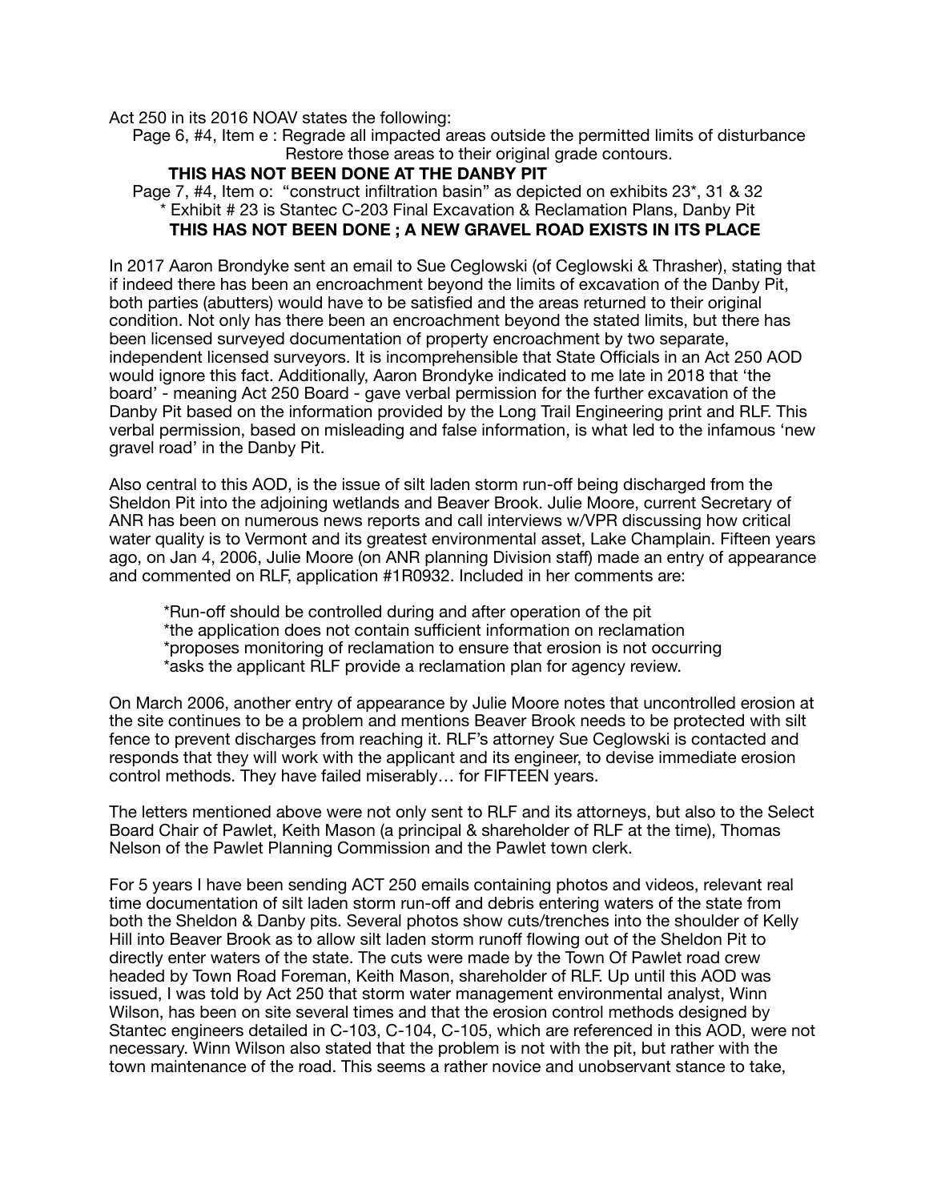Act 250 in its 2016 NOAV states the following:

Page 6, #4, Item e : Regrade all impacted areas outside the permitted limits of disturbance Restore those areas to their original grade contours.

**THIS HAS NOT BEEN DONE AT THE DANBY PIT**

Page 7, #4, Item o: "construct infiltration basin" as depicted on exhibits 23*, 31 & 32

* Exhibit # 23 is Stantec C-203 Final Excavation & Reclamation Plans, Danby Pit

**THIS HAS NOT BEEN DONE ; A NEW GRAVEL ROAD EXISTS IN ITS PLACE**

In 2017 Aaron Brondyke sent an email to Sue Ceglowski (of Ceglowski & Thrasher), stating that if indeed there has been an encroachment beyond the limits of excavation of the Danby Pit, both parties (abutters) would have to be satisfied and the areas returned to their original condition. Not only has there been an encroachment beyond the stated limits, but there has been licensed surveyed documentation of property encroachment by two separate, independent licensed surveyors. It is incomprehensible that State Officials in an Act 250 AOD would ignore this fact. Additionally, Aaron Brondyke indicated to me late in 2018 that 'the board' - meaning Act 250 Board - gave verbal permission for the further excavation of the Danby Pit based on the information provided by the Long Trail Engineering print and RLF. This verbal permission, based on misleading and false information, is what led to the infamous 'new gravel road' in the Danby Pit.

Also central to this AOD, is the issue of silt laden storm run-off being discharged from the Sheldon Pit into the adjoining wetlands and Beaver Brook. Julie Moore, current Secretary of ANR has been on numerous news reports and call interviews w/VPR discussing how critical water quality is to Vermont and its greatest environmental asset, Lake Champlain. Fifteen years ago, on Jan 4, 2006, Julie Moore (on ANR planning Division staff) made an entry of appearance and commented on RLF, application #1R0932. Included in her comments are:

*Run-off should be controlled during and after operation of the pit
*the application does not contain sufficient information on reclamation
*proposes monitoring of reclamation to ensure that erosion is not occurring
*asks the applicant RLF provide a reclamation plan for agency review.

On March 2006, another entry of appearance by Julie Moore notes that uncontrolled erosion at the site continues to be a problem and mentions Beaver Brook needs to be protected with silt fence to prevent discharges from reaching it. RLF's attorney Sue Ceglowski is contacted and responds that they will work with the applicant and its engineer, to devise immediate erosion control methods. They have failed miserably… for FIFTEEN years.

The letters mentioned above were not only sent to RLF and its attorneys, but also to the Select Board Chair of Pawlet, Keith Mason (a principal & shareholder of RLF at the time), Thomas Nelson of the Pawlet Planning Commission and the Pawlet town clerk.

For 5 years I have been sending ACT 250 emails containing photos and videos, relevant real time documentation of silt laden storm run-off and debris entering waters of the state from both the Sheldon & Danby pits. Several photos show cuts/trenches into the shoulder of Kelly Hill into Beaver Brook as to allow silt laden storm runoff flowing out of the Sheldon Pit to directly enter waters of the state. The cuts were made by the Town Of Pawlet road crew headed by Town Road Foreman, Keith Mason, shareholder of RLF. Up until this AOD was issued, I was told by Act 250 that storm water management environmental analyst, Winn Wilson, has been on site several times and that the erosion control methods designed by Stantec engineers detailed in C-103, C-104, C-105, which are referenced in this AOD, were not necessary. Winn Wilson also stated that the problem is not with the pit, but rather with the town maintenance of the road. This seems a rather novice and unobservant stance to take,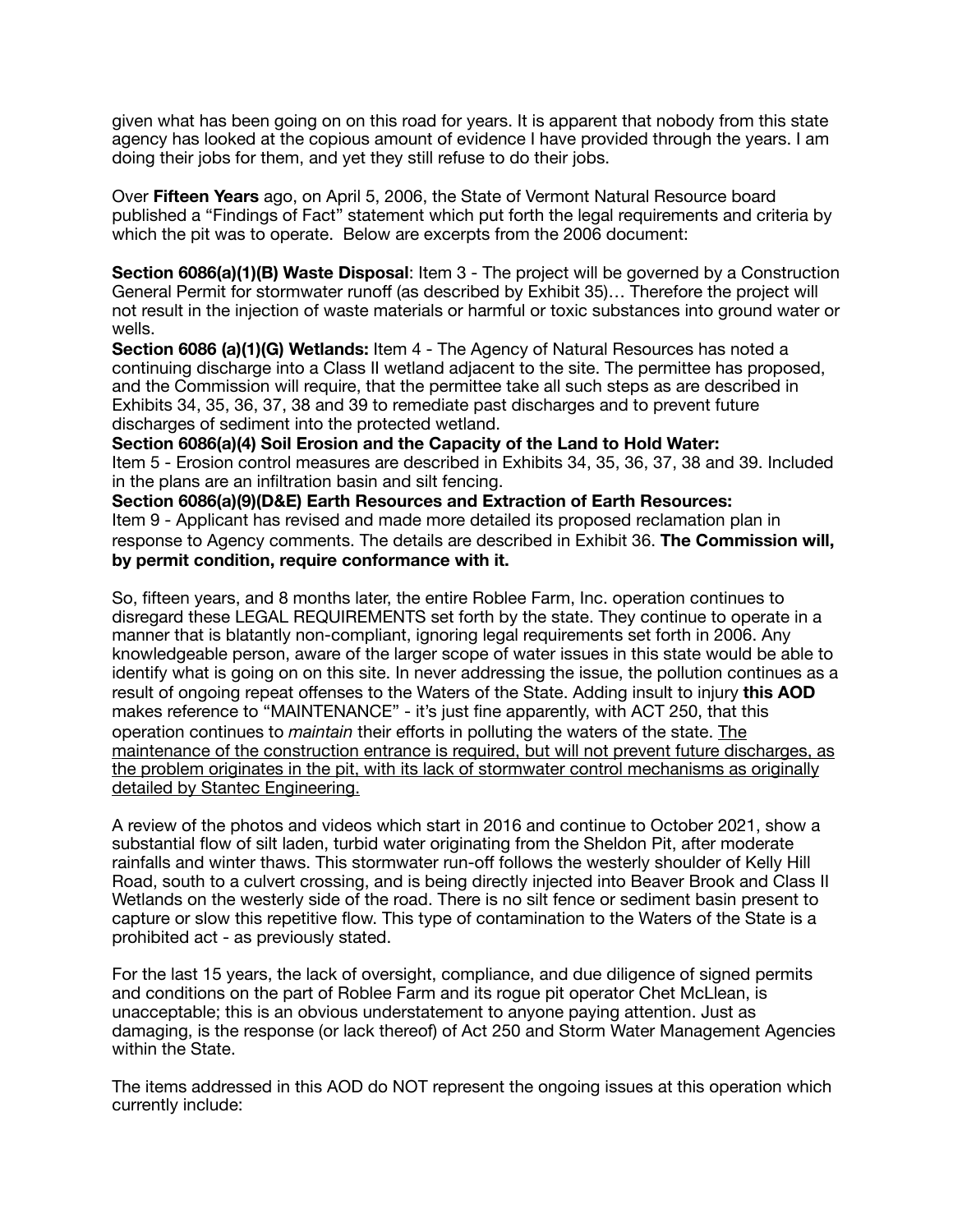given what has been going on on this road for years. It is apparent that nobody from this state agency has looked at the copious amount of evidence I have provided through the years. I am doing their jobs for them, and yet they still refuse to do their jobs.

Over **Fifteen Years** ago, on April 5, 2006, the State of Vermont Natural Resource board published a "Findings of Fact" statement which put forth the legal requirements and criteria by which the pit was to operate. Below are excerpts from the 2006 document:

**Section 6086(a)(1)(B) Waste Disposal**: Item 3 - The project will be governed by a Construction General Permit for stormwater runoff (as described by Exhibit 35)… Therefore the project will not result in the injection of waste materials or harmful or toxic substances into ground water or wells.
**Section 6086 (a)(1)(G) Wetlands:** Item 4 - The Agency of Natural Resources has noted a continuing discharge into a Class II wetland adjacent to the site. The permittee has proposed, and the Commission will require, that the permittee take all such steps as are described in Exhibits 34, 35, 36, 37, 38 and 39 to remediate past discharges and to prevent future discharges of sediment into the protected wetland.
**Section 6086(a)(4) Soil Erosion and the Capacity of the Land to Hold Water:**
Item 5 - Erosion control measures are described in Exhibits 34, 35, 36, 37, 38 and 39. Included in the plans are an infiltration basin and silt fencing.
**Section 6086(a)(9)(D&E) Earth Resources and Extraction of Earth Resources:**
Item 9 - Applicant has revised and made more detailed its proposed reclamation plan in response to Agency comments. The details are described in Exhibit 36. **The Commission will, by permit condition, require conformance with it.**

So, fifteen years, and 8 months later, the entire Roblee Farm, Inc. operation continues to disregard these LEGAL REQUIREMENTS set forth by the state. They continue to operate in a manner that is blatantly non-compliant, ignoring legal requirements set forth in 2006. Any knowledgeable person, aware of the larger scope of water issues in this state would be able to identify what is going on on this site. In never addressing the issue, the pollution continues as a result of ongoing repeat offenses to the Waters of the State. Adding insult to injury **this AOD** makes reference to "MAINTENANCE" - it's just fine apparently, with ACT 250, that this operation continues to *maintain* their efforts in polluting the waters of the state. <u>The maintenance of the construction entrance is required, but will not prevent future discharges, as the problem originates in the pit, with its lack of stormwater control mechanisms as originally detailed by Stantec Engineering.</u>

A review of the photos and videos which start in 2016 and continue to October 2021, show a substantial flow of silt laden, turbid water originating from the Sheldon Pit, after moderate rainfalls and winter thaws. This stormwater run-off follows the westerly shoulder of Kelly Hill Road, south to a culvert crossing, and is being directly injected into Beaver Brook and Class II Wetlands on the westerly side of the road. There is no silt fence or sediment basin present to capture or slow this repetitive flow. This type of contamination to the Waters of the State is a prohibited act - as previously stated.

For the last 15 years, the lack of oversight, compliance, and due diligence of signed permits and conditions on the part of Roblee Farm and its rogue pit operator Chet McLlean, is unacceptable; this is an obvious understatement to anyone paying attention. Just as damaging, is the response (or lack thereof) of Act 250 and Storm Water Management Agencies within the State.

The items addressed in this AOD do NOT represent the ongoing issues at this operation which currently include: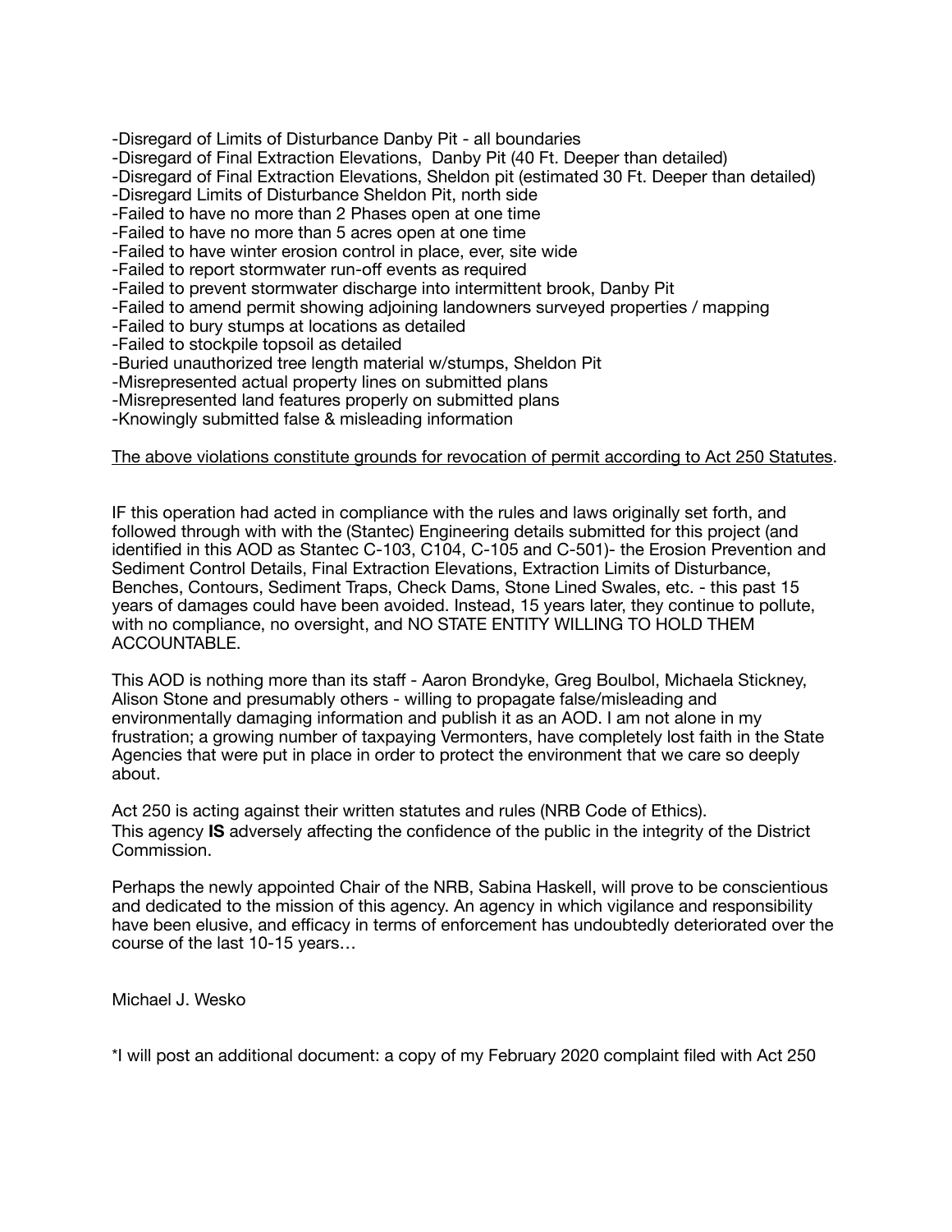-Disregard of Limits of Disturbance Danby Pit - all boundaries
-Disregard of Final Extraction Elevations,  Danby Pit (40 Ft. Deeper than detailed)
-Disregard of Final Extraction Elevations, Sheldon pit (estimated 30 Ft. Deeper than detailed)
-Disregard Limits of Disturbance Sheldon Pit, north side
-Failed to have no more than 2 Phases open at one time
-Failed to have no more than 5 acres open at one time
-Failed to have winter erosion control in place, ever, site wide
-Failed to report stormwater run-off events as required
-Failed to prevent stormwater discharge into intermittent brook, Danby Pit
-Failed to amend permit showing adjoining landowners surveyed properties / mapping
-Failed to bury stumps at locations as detailed
-Failed to stockpile topsoil as detailed
-Buried unauthorized tree length material w/stumps, Sheldon Pit
-Misrepresented actual property lines on submitted plans
-Misrepresented land features properly on submitted plans
-Knowingly submitted false & misleading information

<u>The above violations constitute grounds for revocation of permit according to Act 250 Statutes</u>.

IF this operation had acted in compliance with the rules and laws originally set forth, and followed through with with the (Stantec) Engineering details submitted for this project (and identified in this AOD as Stantec C-103, C104, C-105 and C-501)- the Erosion Prevention and Sediment Control Details, Final Extraction Elevations, Extraction Limits of Disturbance, Benches, Contours, Sediment Traps, Check Dams, Stone Lined Swales, etc. - this past 15 years of damages could have been avoided. Instead, 15 years later, they continue to pollute, with no compliance, no oversight, and NO STATE ENTITY WILLING TO HOLD THEM ACCOUNTABLE.

This AOD is nothing more than its staff - Aaron Brondyke, Greg Boulbol, Michaela Stickney, Alison Stone and presumably others - willing to propagate false/misleading and environmentally damaging information and publish it as an AOD. I am not alone in my frustration; a growing number of taxpaying Vermonters, have completely lost faith in the State Agencies that were put in place in order to protect the environment that we care so deeply about.

Act 250 is acting against their written statutes and rules (NRB Code of Ethics).
This agency **IS** adversely affecting the confidence of the public in the integrity of the District Commission.

Perhaps the newly appointed Chair of the NRB, Sabina Haskell, will prove to be conscientious and dedicated to the mission of this agency. An agency in which vigilance and responsibility have been elusive, and efficacy in terms of enforcement has undoubtedly deteriorated over the course of the last 10-15 years…

Michael J. Wesko

*I will post an additional document: a copy of my February 2020 complaint filed with Act 250